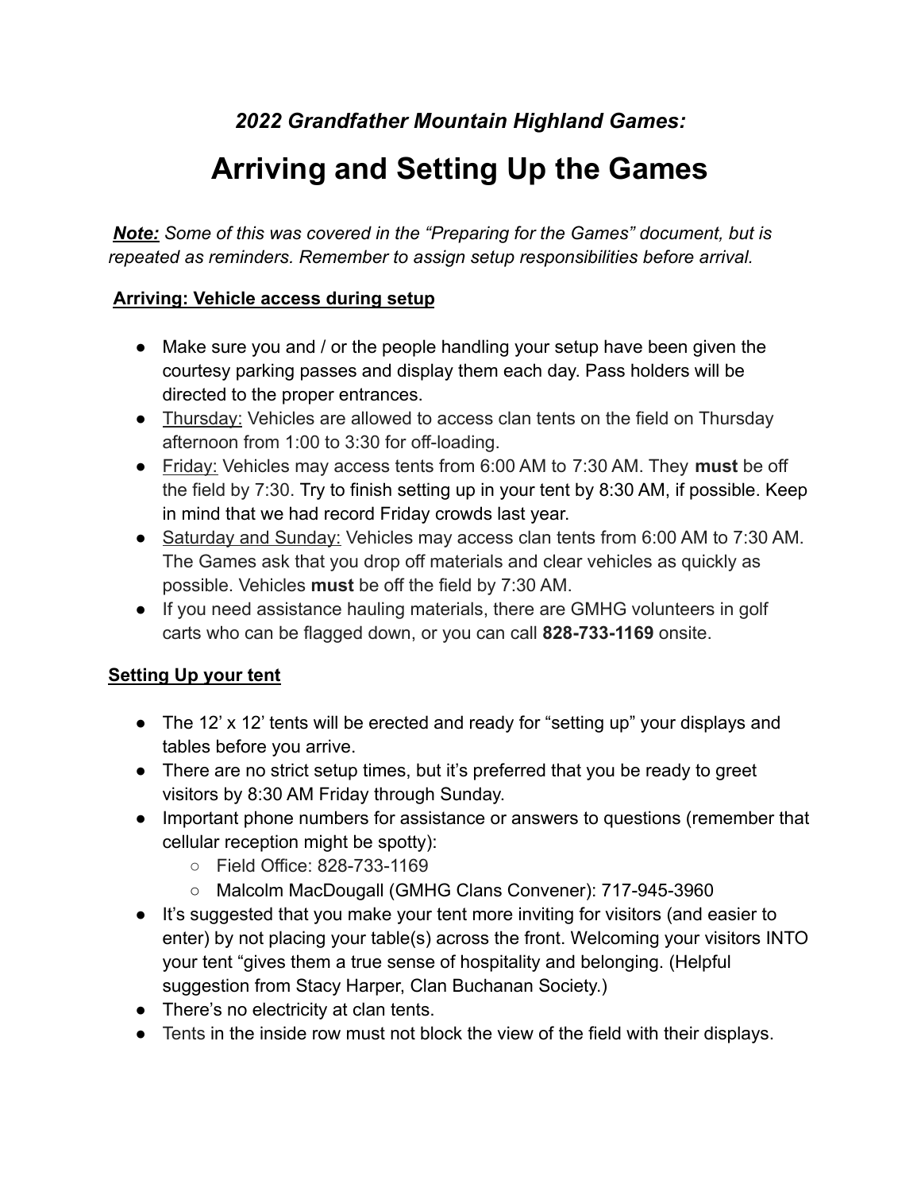*2022 Grandfather Mountain Highland Games:*

# Arriving and Setting Up the Games

***Note:*** *Some of this was covered in the "Preparing for the Games" document, but is repeated as reminders. Remember to assign setup responsibilities before arrival.*

## Arriving: Vehicle access during setup

- Make sure you and / or the people handling your setup have been given the courtesy parking passes and display them each day. Pass holders will be directed to the proper entrances.
- Thursday: Vehicles are allowed to access clan tents on the field on Thursday afternoon from 1:00 to 3:30 for off-loading.
- Friday: Vehicles may access tents from 6:00 AM to 7:30 AM. They **must** be off the field by 7:30. Try to finish setting up in your tent by 8:30 AM, if possible. Keep in mind that we had record Friday crowds last year.
- Saturday and Sunday: Vehicles may access clan tents from 6:00 AM to 7:30 AM. The Games ask that you drop off materials and clear vehicles as quickly as possible. Vehicles **must** be off the field by 7:30 AM.
- If you need assistance hauling materials, there are GMHG volunteers in golf carts who can be flagged down, or you can call **828-733-1169** onsite.

## Setting Up your tent

- The 12' x 12' tents will be erected and ready for "setting up" your displays and tables before you arrive.
- There are no strict setup times, but it's preferred that you be ready to greet visitors by 8:30 AM Friday through Sunday.
- Important phone numbers for assistance or answers to questions (remember that cellular reception might be spotty):
  - Field Office: 828-733-1169
  - Malcolm MacDougall (GMHG Clans Convener): 717-945-3960
- It's suggested that you make your tent more inviting for visitors (and easier to enter) by not placing your table(s) across the front. Welcoming your visitors INTO your tent "gives them a true sense of hospitality and belonging. (Helpful suggestion from Stacy Harper, Clan Buchanan Society.)
- There's no electricity at clan tents.
- Tents in the inside row must not block the view of the field with their displays.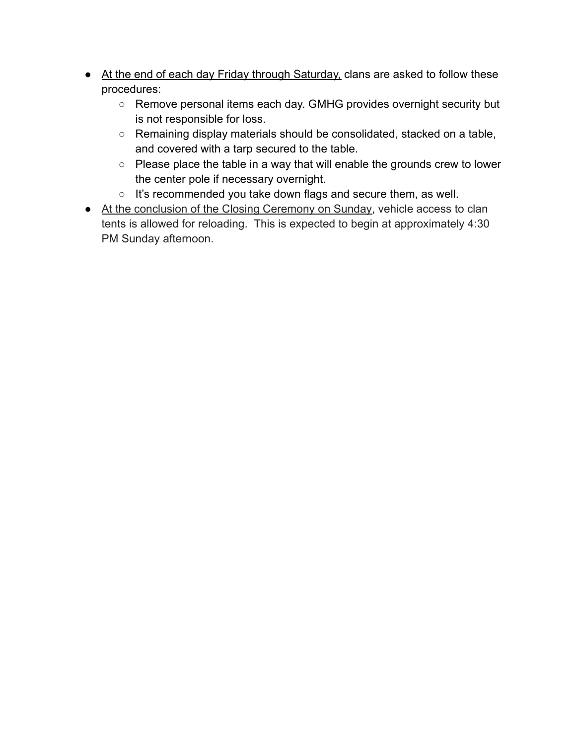- <u>At the end of each day Friday through Saturday,</u> clans are asked to follow these procedures:
  - Remove personal items each day. GMHG provides overnight security but is not responsible for loss.
  - Remaining display materials should be consolidated, stacked on a table, and covered with a tarp secured to the table.
  - Please place the table in a way that will enable the grounds crew to lower the center pole if necessary overnight.
  - It's recommended you take down flags and secure them, as well.
- <u>At the conclusion of the Closing Ceremony on Sunday</u>, vehicle access to clan tents is allowed for reloading. This is expected to begin at approximately 4:30 PM Sunday afternoon.